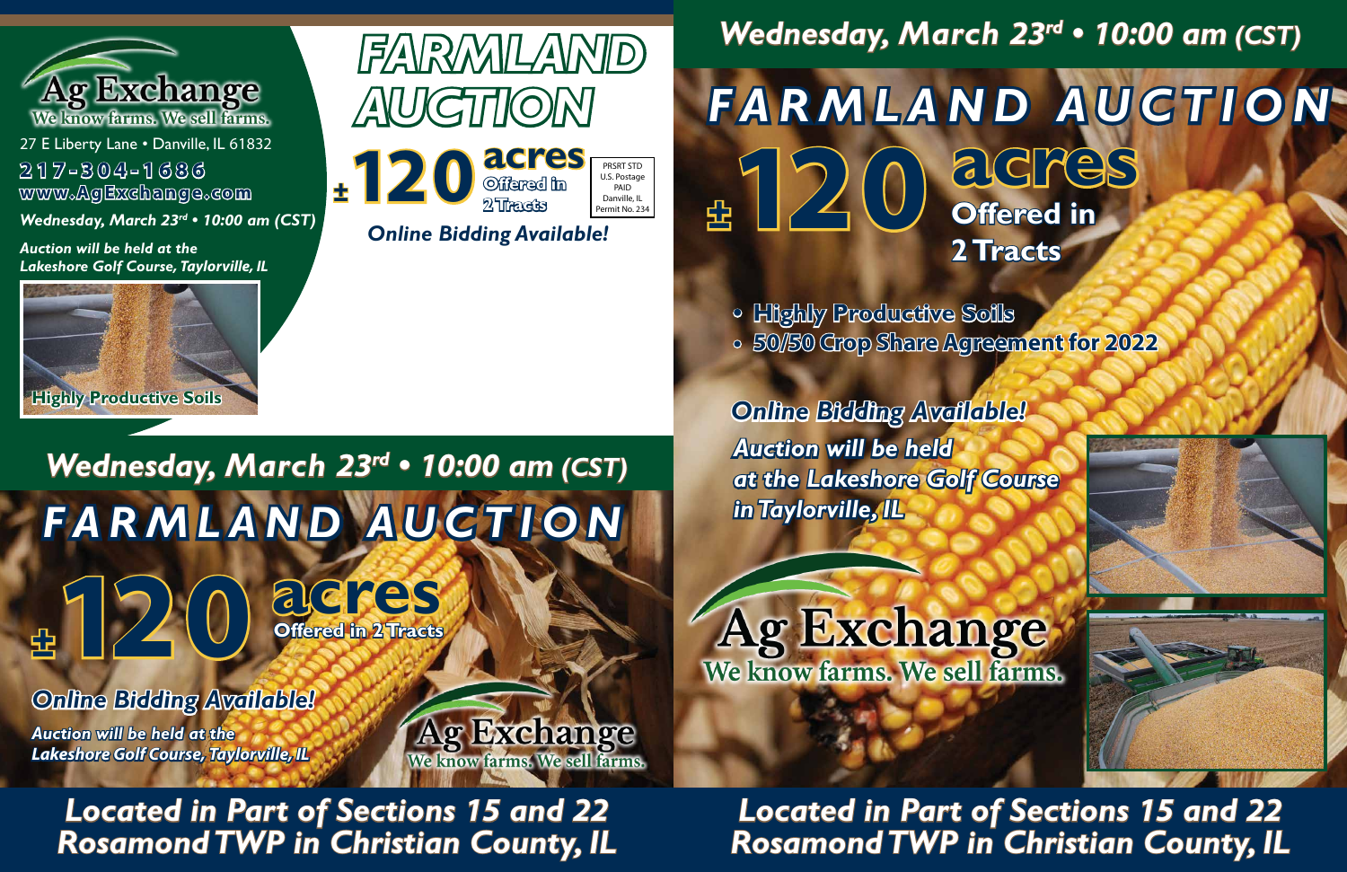**Ag Exchange**
We know farms. We sell farms.

27 E Liberty Lane • Danville, IL 61832

**217-304-1686**

**www.AgExchange.com**

*Wednesday, March 23rd • 10:00 am (CST)*

*Auction will be held at the Lakeshore Golf Course, Taylorville, IL*

Highly Productive Soils

# FARMLAND AUCTION

**±120 acres** Offered in 2 Tracts

PRSRT STD
U.S. Postage
PAID
Danville, IL
Permit No. 234

*Online Bidding Available!*

*Wednesday, March 23rd • 10:00 am (CST)*

# FARMLAND AUCTION

**±120 acres** Offered in 2 Tracts

*Online Bidding Available!*

*Auction will be held at the Lakeshore Golf Course, Taylorville, IL*

**Ag Exchange**
We know farms. We sell farms.

*Located in Part of Sections 15 and 22 Rosamond TWP in Christian County, IL*

*Wednesday, March 23rd • 10:00 am (CST)*

# FARMLAND AUCTION

**±120 acres** Offered in 2 Tracts

- Highly Productive Soils
- 50/50 Crop Share Agreement for 2022

*Online Bidding Available!*

*Auction will be held at the Lakeshore Golf Course in Taylorville, IL*

**Ag Exchange**
We know farms. We sell farms.

*Located in Part of Sections 15 and 22 Rosamond TWP in Christian County, IL*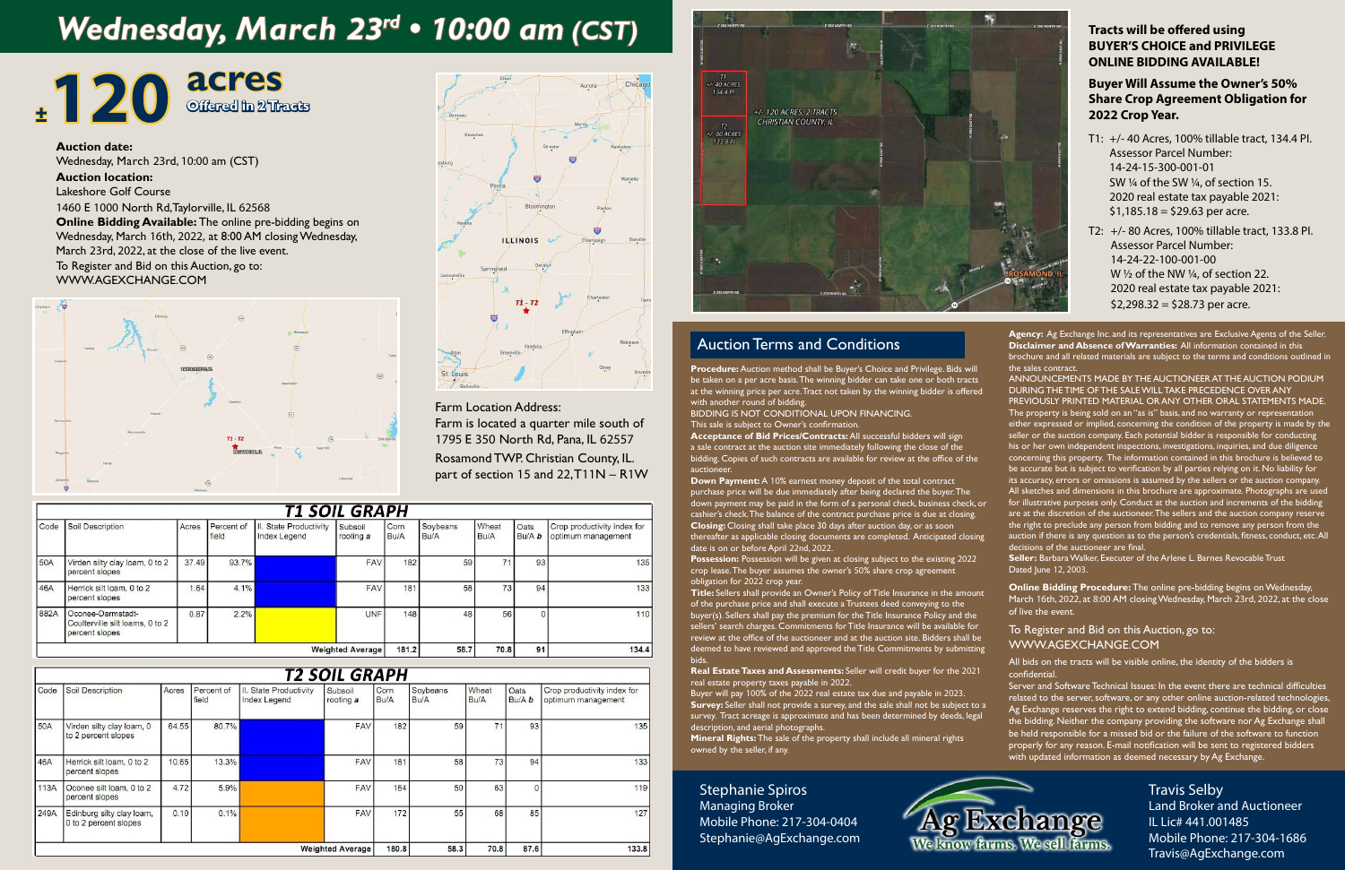# Wednesday, March 23rd • 10:00 am (CST)

## ±120 acres

**Offered in 2 Tracts**

**Auction date:**
Wednesday, March 23rd, 10:00 am (CST)

**Auction location:**
Lakeshore Golf Course
1460 E 1000 North Rd, Taylorville, IL 62568

**Online Bidding Available:** The online pre-bidding begins on Wednesday, March 16th, 2022, at 8:00 AM closing Wednesday, March 23rd, 2022, at the close of the live event.

To Register and Bid on this Auction, go to:
WWW.AGEXCHANGE.COM

Farm Location Address:
Farm is located a quarter mile south of 1795 E 350 North Rd, Pana, IL 62557
Rosamond TWP. Christian County, IL.
part of section 15 and 22, T11N – R1W

T1 - T2

+/- 120 ACRES, 2 TRACTS
CHRISTIAN COUNTY, IL

T1
+/- 40 ACRES
134.4 PI

T2
+/- 80 ACRES
133.8 PI

ROSAMOND, IL

### T1 SOIL GRAPH

| Code | Soil Description | Acres | Percent of field | IL State Productivity Index Legend | Subsoil rooting a | Corn Bu/A | Soybeans Bu/A | Wheat Bu/A | Oats Bu/A b | Crop productivity index for optimum management |
|---|---|---|---|---|---|---|---|---|---|---|
| 50A | Virden silty clay loam, 0 to 2 percent slopes | 37.49 | 93.7% | | FAV | 182 | 59 | 71 | 93 | 135 |
| 46A | Herrick silt loam, 0 to 2 percent slopes | 1.64 | 4.1% | | FAV | 181 | 58 | 73 | 94 | 133 |
| 882A | Oconee-Darmstadt-Coulterville silt loams, 0 to 2 percent slopes | 0.87 | 2.2% | | UNF | 148 | 48 | 56 | 0 | 110 |
| | | | | | Weighted Average | 181.2 | 58.7 | 70.8 | 91 | 134.4 |

### T2 SOIL GRAPH

| Code | Soil Description | Acres | Percent of field | IL State Productivity Index Legend | Subsoil rooting a | Corn Bu/A | Soybeans Bu/A | Wheat Bu/A | Oats Bu/A b | Crop productivity index for optimum management |
|---|---|---|---|---|---|---|---|---|---|---|
| 50A | Virden silty clay loam, 0 to 2 percent slopes | 64.55 | 80.7% | | FAV | 182 | 59 | 71 | 93 | 135 |
| 46A | Herrick silt loam, 0 to 2 percent slopes | 10.65 | 13.3% | | FAV | 181 | 58 | 73 | 94 | 133 |
| 113A | Oconee silt loam, 0 to 2 percent slopes | 4.72 | 5.9% | | FAV | 164 | 50 | 63 | 0 | 119 |
| 249A | Edinburg silty clay loam, 0 to 2 percent slopes | 0.10 | 0.1% | | FAV | 172 | 55 | 68 | 85 | 127 |
| | | | | | Weighted Average | 180.8 | 58.3 | 70.8 | 87.6 | 133.8 |

**Tracts will be offered using BUYER'S CHOICE and PRIVILEGE ONLINE BIDDING AVAILABLE!**

**Buyer Will Assume the Owner's 50% Share Crop Agreement Obligation for 2022 Crop Year.**

T1: +/- 40 Acres, 100% tillable tract, 134.4 PI.
Assessor Parcel Number:
14-24-15-300-001-01
SW ¼ of the SW ¼, of section 15.
2020 real estate tax payable 2021:
$1,185.18 = $29.63 per acre.

T2: +/- 80 Acres, 100% tillable tract, 133.8 PI.
Assessor Parcel Number:
14-24-22-100-001-00
W ½ of the NW ¼, of section 22.
2020 real estate tax payable 2021:
$2,298.32 = $28.73 per acre.

## Auction Terms and Conditions

**Procedure:** Auction method shall be Buyer's Choice and Privilege. Bids will be taken on a per acre basis. The winning bidder can take one or both tracts at the winning price per acre. Tract not taken by the winning bidder is offered with another round of bidding.
BIDDING IS NOT CONDITIONAL UPON FINANCING.
This sale is subject to Owner's confirmation.

**Acceptance of Bid Prices/Contracts:** All successful bidders will sign a sale contract at the auction site immediately following the close of the bidding. Copies of such contracts are available for review at the office of the auctioneer.

**Down Payment:** A 10% earnest money deposit of the total contract purchase price will be due immediately after being declared the buyer. The down payment may be paid in the form of a personal check, business check, or cashier's check. The balance of the contract purchase price is due at closing.

**Closing:** Closing shall take place 30 days after auction day, or as soon thereafter as applicable closing documents are completed. Anticipated closing date is on or before April 22nd, 2022.

**Possession:** Possession will be given at closing subject to the existing 2022 crop lease. The buyer assumes the owner's 50% share crop agreement obligation for 2022 crop year.

**Title:** Sellers shall provide an Owner's Policy of Title Insurance in the amount of the purchase price and shall execute a Trustees deed conveying to the buyer(s). Sellers shall pay the premium for the Title Insurance Policy and the sellers' search charges. Commitments for Title Insurance will be available for review at the office of the auctioneer and at the auction site. Bidders shall be deemed to have reviewed and approved the Title Commitments by submitting bids.

**Real Estate Taxes and Assessments:** Seller will credit buyer for the 2021 real estate property taxes payable in 2022.
Buyer will pay 100% of the 2022 real estate tax due and payable in 2023.

**Survey:** Seller shall not provide a survey, and the sale shall not be subject to a survey. Tract acreage is approximate and has been determined by deeds, legal description, and aerial photographs.

**Mineral Rights:** The sale of the property shall include all mineral rights owned by the seller, if any.

**Agency:** Ag Exchange Inc. and its representatives are Exclusive Agents of the Seller.

**Disclaimer and Absence of Warranties:** All information contained in this brochure and all related materials are subject to the terms and conditions outlined in the sales contract.
ANNOUNCEMENTS MADE BY THE AUCTIONEER AT THE AUCTION PODIUM DURING THE TIME OF THE SALE WILL TAKE PRECEDENCE OVER ANY PREVIOUSLY PRINTED MATERIAL OR ANY OTHER ORAL STATEMENTS MADE.
The property is being sold on an "as is" basis, and no warranty or representation either expressed or implied, concerning the condition of the property is made by the seller or the auction company. Each potential bidder is responsible for conducting his or her own independent inspections, investigations, inquiries, and due diligence concerning this property. The information contained in this brochure is believed to be accurate but is subject to verification by all parties relying on it. No liability for its accuracy, errors or omissions is assumed by the sellers or the auction company. All sketches and dimensions in this brochure are approximate. Photographs are used for illustrative purposes only. Conduct at the auction and increments of the bidding are at the discretion of the auctioneer. The sellers and the auction company reserve the right to preclude any person from bidding and to remove any person from the auction if there is any question as to the person's credentials, fitness, conduct, etc. All decisions of the auctioneer are final.

**Seller:** Barbara Walker, Executer of the Arlene L. Barnes Revocable Trust
Dated June 12, 2003.

**Online Bidding Procedure:** The online pre-bidding begins on Wednesday, March 16th, 2022, at 8:00 AM closing Wednesday, March 23rd, 2022, at the close of live the event.

To Register and Bid on this Auction, go to:
WWW.AGEXCHANGE.COM

All bids on the tracts will be visible online, the identity of the bidders is confidential.
Server and Software Technical Issues: In the event there are technical difficulties related to the server, software, or any other online auction-related technologies, Ag Exchange reserves the right to extend bidding, continue the bidding, or close the bidding. Neither the company providing the software nor Ag Exchange shall be held responsible for a missed bid or the failure of the software to function properly for any reason. E-mail notification will be sent to registered bidders with updated information as deemed necessary by Ag Exchange.

Stephanie Spiros
Managing Broker
Mobile Phone: 217-304-0404
Stephanie@AgExchange.com

Ag Exchange
We know farms. We sell farms.

Travis Selby
Land Broker and Auctioneer
IL Lic# 441.001485
Mobile Phone: 217-304-1686
Travis@AgExchange.com